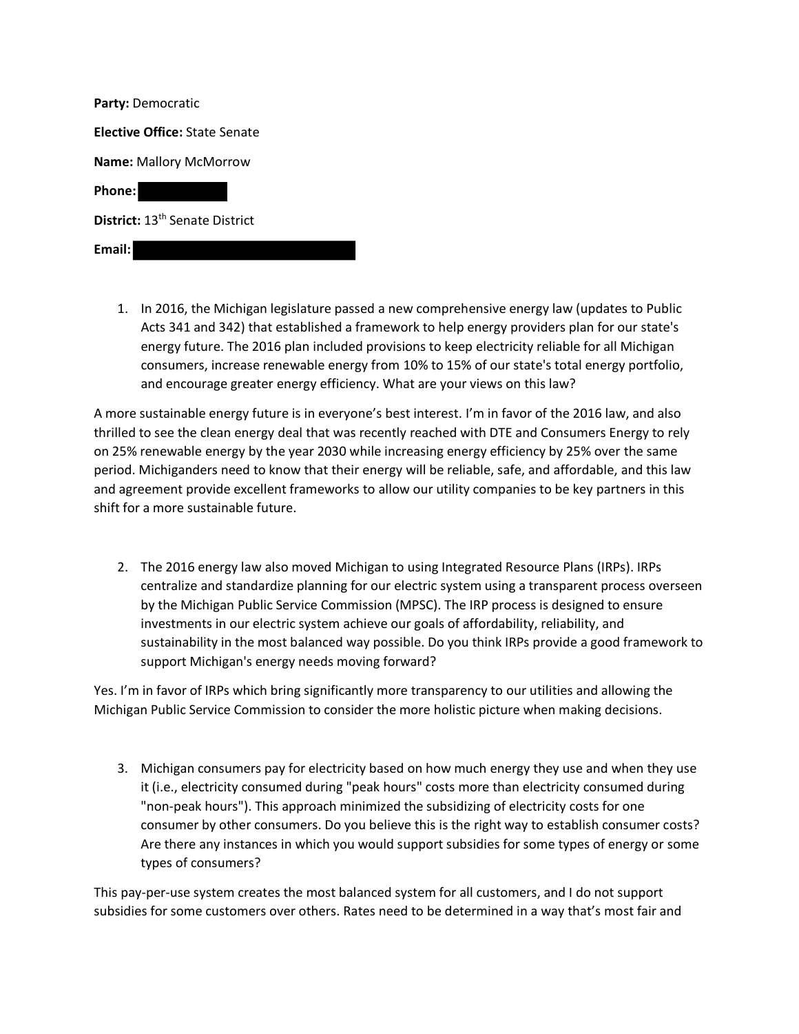**Party:** Democratic

**Elective Office:** State Senate

**Name:** Mallory McMorrow

**Phone:**

**District:** 13th Senate District

**Email:**

1. In 2016, the Michigan legislature passed a new comprehensive energy law (updates to Public Acts 341 and 342) that established a framework to help energy providers plan for our state's energy future. The 2016 plan included provisions to keep electricity reliable for all Michigan consumers, increase renewable energy from 10% to 15% of our state's total energy portfolio, and encourage greater energy efficiency. What are your views on this law?

A more sustainable energy future is in everyone's best interest. I'm in favor of the 2016 law, and also thrilled to see the clean energy deal that was recently reached with DTE and Consumers Energy to rely on 25% renewable energy by the year 2030 while increasing energy efficiency by 25% over the same period. Michiganders need to know that their energy will be reliable, safe, and affordable, and this law and agreement provide excellent frameworks to allow our utility companies to be key partners in this shift for a more sustainable future.

2. The 2016 energy law also moved Michigan to using Integrated Resource Plans (IRPs). IRPs centralize and standardize planning for our electric system using a transparent process overseen by the Michigan Public Service Commission (MPSC). The IRP process is designed to ensure investments in our electric system achieve our goals of affordability, reliability, and sustainability in the most balanced way possible. Do you think IRPs provide a good framework to support Michigan's energy needs moving forward?

Yes. I'm in favor of IRPs which bring significantly more transparency to our utilities and allowing the Michigan Public Service Commission to consider the more holistic picture when making decisions.

3. Michigan consumers pay for electricity based on how much energy they use and when they use it (i.e., electricity consumed during "peak hours" costs more than electricity consumed during "non-peak hours"). This approach minimized the subsidizing of electricity costs for one consumer by other consumers. Do you believe this is the right way to establish consumer costs? Are there any instances in which you would support subsidies for some types of energy or some types of consumers?

This pay-per-use system creates the most balanced system for all customers, and I do not support subsidies for some customers over others. Rates need to be determined in a way that's most fair and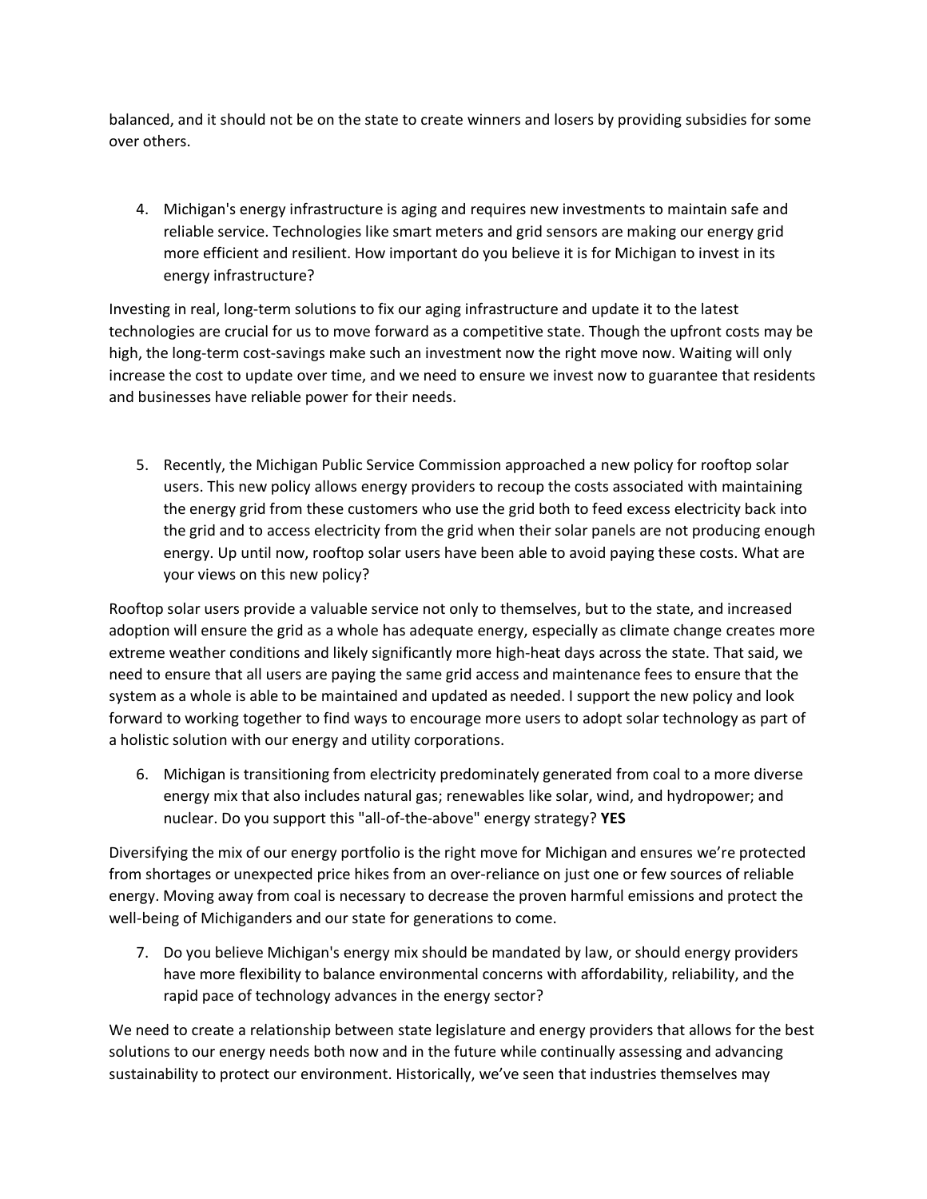balanced, and it should not be on the state to create winners and losers by providing subsidies for some over others.

4. Michigan's energy infrastructure is aging and requires new investments to maintain safe and reliable service. Technologies like smart meters and grid sensors are making our energy grid more efficient and resilient. How important do you believe it is for Michigan to invest in its energy infrastructure?

Investing in real, long-term solutions to fix our aging infrastructure and update it to the latest technologies are crucial for us to move forward as a competitive state. Though the upfront costs may be high, the long-term cost-savings make such an investment now the right move now. Waiting will only increase the cost to update over time, and we need to ensure we invest now to guarantee that residents and businesses have reliable power for their needs.

5. Recently, the Michigan Public Service Commission approached a new policy for rooftop solar users. This new policy allows energy providers to recoup the costs associated with maintaining the energy grid from these customers who use the grid both to feed excess electricity back into the grid and to access electricity from the grid when their solar panels are not producing enough energy. Up until now, rooftop solar users have been able to avoid paying these costs. What are your views on this new policy?

Rooftop solar users provide a valuable service not only to themselves, but to the state, and increased adoption will ensure the grid as a whole has adequate energy, especially as climate change creates more extreme weather conditions and likely significantly more high-heat days across the state. That said, we need to ensure that all users are paying the same grid access and maintenance fees to ensure that the system as a whole is able to be maintained and updated as needed. I support the new policy and look forward to working together to find ways to encourage more users to adopt solar technology as part of a holistic solution with our energy and utility corporations.

6. Michigan is transitioning from electricity predominately generated from coal to a more diverse energy mix that also includes natural gas; renewables like solar, wind, and hydropower; and nuclear. Do you support this "all-of-the-above" energy strategy? **YES**

Diversifying the mix of our energy portfolio is the right move for Michigan and ensures we're protected from shortages or unexpected price hikes from an over-reliance on just one or few sources of reliable energy. Moving away from coal is necessary to decrease the proven harmful emissions and protect the well-being of Michiganders and our state for generations to come.

7. Do you believe Michigan's energy mix should be mandated by law, or should energy providers have more flexibility to balance environmental concerns with affordability, reliability, and the rapid pace of technology advances in the energy sector?

We need to create a relationship between state legislature and energy providers that allows for the best solutions to our energy needs both now and in the future while continually assessing and advancing sustainability to protect our environment. Historically, we've seen that industries themselves may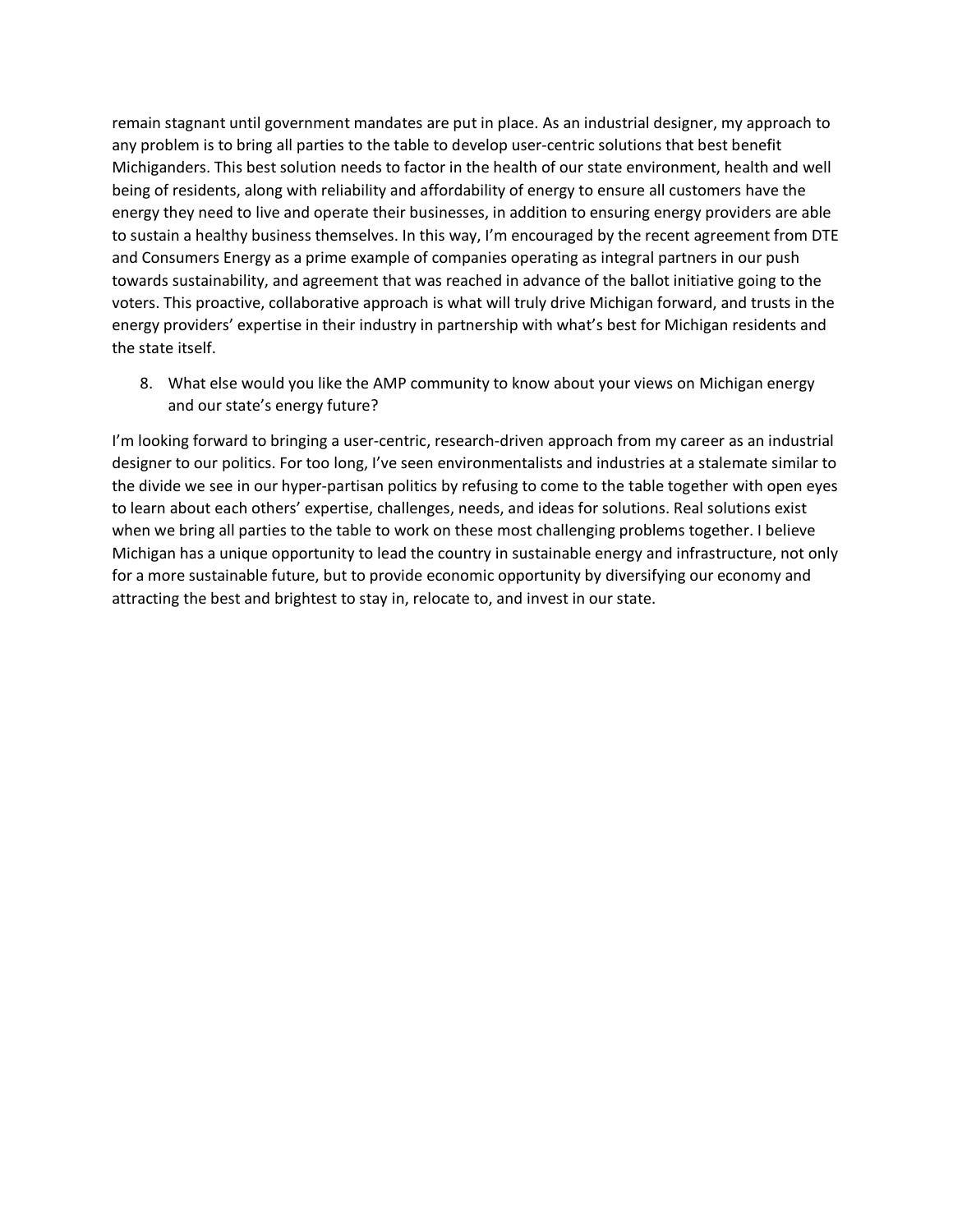remain stagnant until government mandates are put in place. As an industrial designer, my approach to any problem is to bring all parties to the table to develop user-centric solutions that best benefit Michiganders. This best solution needs to factor in the health of our state environment, health and well being of residents, along with reliability and affordability of energy to ensure all customers have the energy they need to live and operate their businesses, in addition to ensuring energy providers are able to sustain a healthy business themselves. In this way, I'm encouraged by the recent agreement from DTE and Consumers Energy as a prime example of companies operating as integral partners in our push towards sustainability, and agreement that was reached in advance of the ballot initiative going to the voters. This proactive, collaborative approach is what will truly drive Michigan forward, and trusts in the energy providers' expertise in their industry in partnership with what's best for Michigan residents and the state itself.

8. What else would you like the AMP community to know about your views on Michigan energy and our state's energy future?

I'm looking forward to bringing a user-centric, research-driven approach from my career as an industrial designer to our politics. For too long, I've seen environmentalists and industries at a stalemate similar to the divide we see in our hyper-partisan politics by refusing to come to the table together with open eyes to learn about each others' expertise, challenges, needs, and ideas for solutions. Real solutions exist when we bring all parties to the table to work on these most challenging problems together. I believe Michigan has a unique opportunity to lead the country in sustainable energy and infrastructure, not only for a more sustainable future, but to provide economic opportunity by diversifying our economy and attracting the best and brightest to stay in, relocate to, and invest in our state.